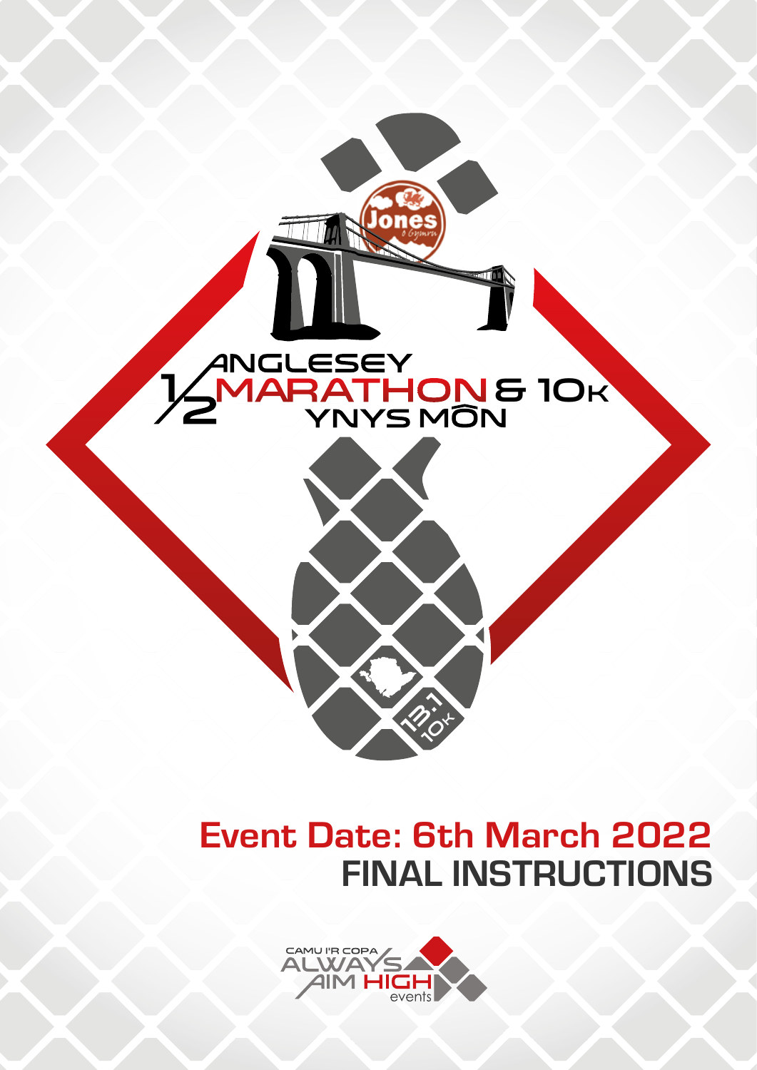# ½ ANGLESEY MARATHON & 10K YNYS MÔN

## Event Date: 6th March 2022

## FINAL INSTRUCTIONS

CAMU I'R COPA ALWAYS AIM HIGH events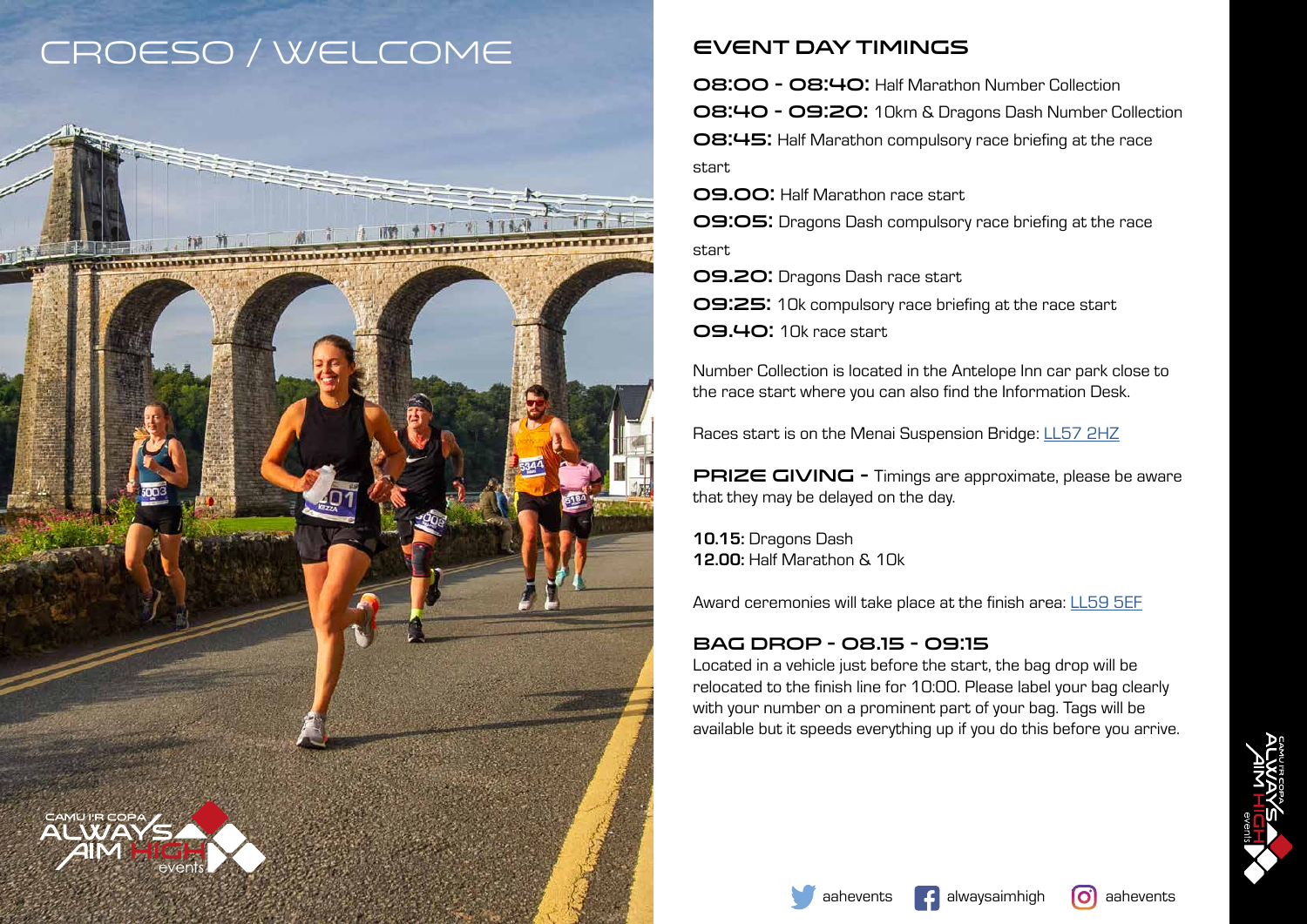# CROESO / WELCOME

## EVENT DAY TIMINGS

**08:00 - 08:40:** Half Marathon Number Collection
**08:40 - 09:20:** 10km & Dragons Dash Number Collection
**08:45:** Half Marathon compulsory race briefing at the race start
**09.00:** Half Marathon race start
**09:05:** Dragons Dash compulsory race briefing at the race start
**09.20:** Dragons Dash race start
**09:25:** 10k compulsory race briefing at the race start
**09.40:** 10k race start

Number Collection is located in the Antelope Inn car park close to the race start where you can also find the Information Desk.

Races start is on the Menai Suspension Bridge: LL57 2HZ

**PRIZE GIVING -** Timings are approximate, please be aware that they may be delayed on the day.

**10.15:** Dragons Dash
**12.00:** Half Marathon & 10k

Award ceremonies will take place at the finish area: LL59 5EF

## BAG DROP - 08.15 - 09:15

Located in a vehicle just before the start, the bag drop will be relocated to the finish line for 10:00. Please label your bag clearly with your number on a prominent part of your bag. Tags will be available but it speeds everything up if you do this before you arrive.

aahevents alwaysaimhigh aahevents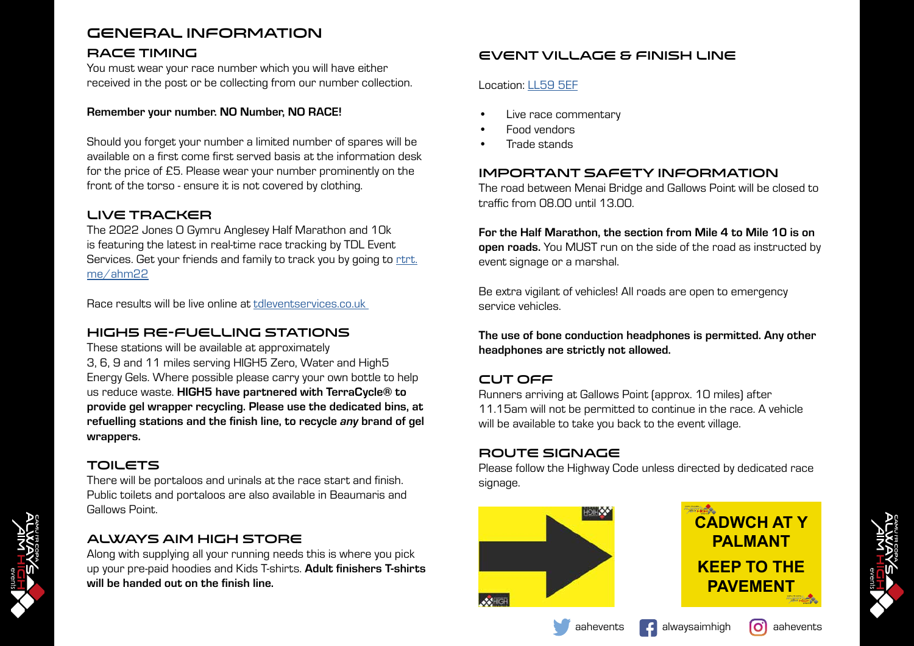# GENERAL INFORMATION

## RACE TIMING

You must wear your race number which you will have either received in the post or be collecting from our number collection.

**Remember your number. NO Number, NO RACE!**

Should you forget your number a limited number of spares will be available on a first come first served basis at the information desk for the price of £5. Please wear your number prominently on the front of the torso - ensure it is not covered by clothing.

## LIVE TRACKER

The 2022 Jones O Gymru Anglesey Half Marathon and 10k is featuring the latest in real-time race tracking by TDL Event Services. Get your friends and family to track you by going to [rtrt.me/ahm22](rtrt.me/ahm22)

Race results will be live online at [tdleventservices.co.uk](tdleventservices.co.uk)

## HIGH5 RE-FUELLING STATIONS

These stations will be available at approximately 3, 6, 9 and 11 miles serving HIGH5 Zero, Water and High5 Energy Gels. Where possible please carry your own bottle to help us reduce waste. **HIGH5 have partnered with TerraCycle® to provide gel wrapper recycling. Please use the dedicated bins, at refuelling stations and the finish line, to recycle *any* brand of gel wrappers.**

## TOILETS

There will be portaloos and urinals at the race start and finish. Public toilets and portaloos are also available in Beaumaris and Gallows Point.

## ALWAYS AIM HIGH STORE

Along with supplying all your running needs this is where you pick up your pre-paid hoodies and Kids T-shirts. **Adult finishers T-shirts will be handed out on the finish line.**

## EVENT VILLAGE & FINISH LINE

Location: [LL59 5EF](LL59 5EF)

- Live race commentary
- Food vendors
- Trade stands

## IMPORTANT SAFETY INFORMATION

The road between Menai Bridge and Gallows Point will be closed to traffic from 08.00 until 13.00.

**For the Half Marathon, the section from Mile 4 to Mile 10 is on open roads.** You MUST run on the side of the road as instructed by event signage or a marshal.

Be extra vigilant of vehicles! All roads are open to emergency service vehicles.

**The use of bone conduction headphones is permitted. Any other headphones are strictly not allowed.**

## CUT OFF

Runners arriving at Gallows Point (approx. 10 miles) after 11.15am will not be permitted to continue in the race. A vehicle will be available to take you back to the event village.

## ROUTE SIGNAGE

Please follow the Highway Code unless directed by dedicated race signage.

CADWCH AT Y PALMANT

KEEP TO THE PAVEMENT

aahevents | alwaysaimhigh | aahevents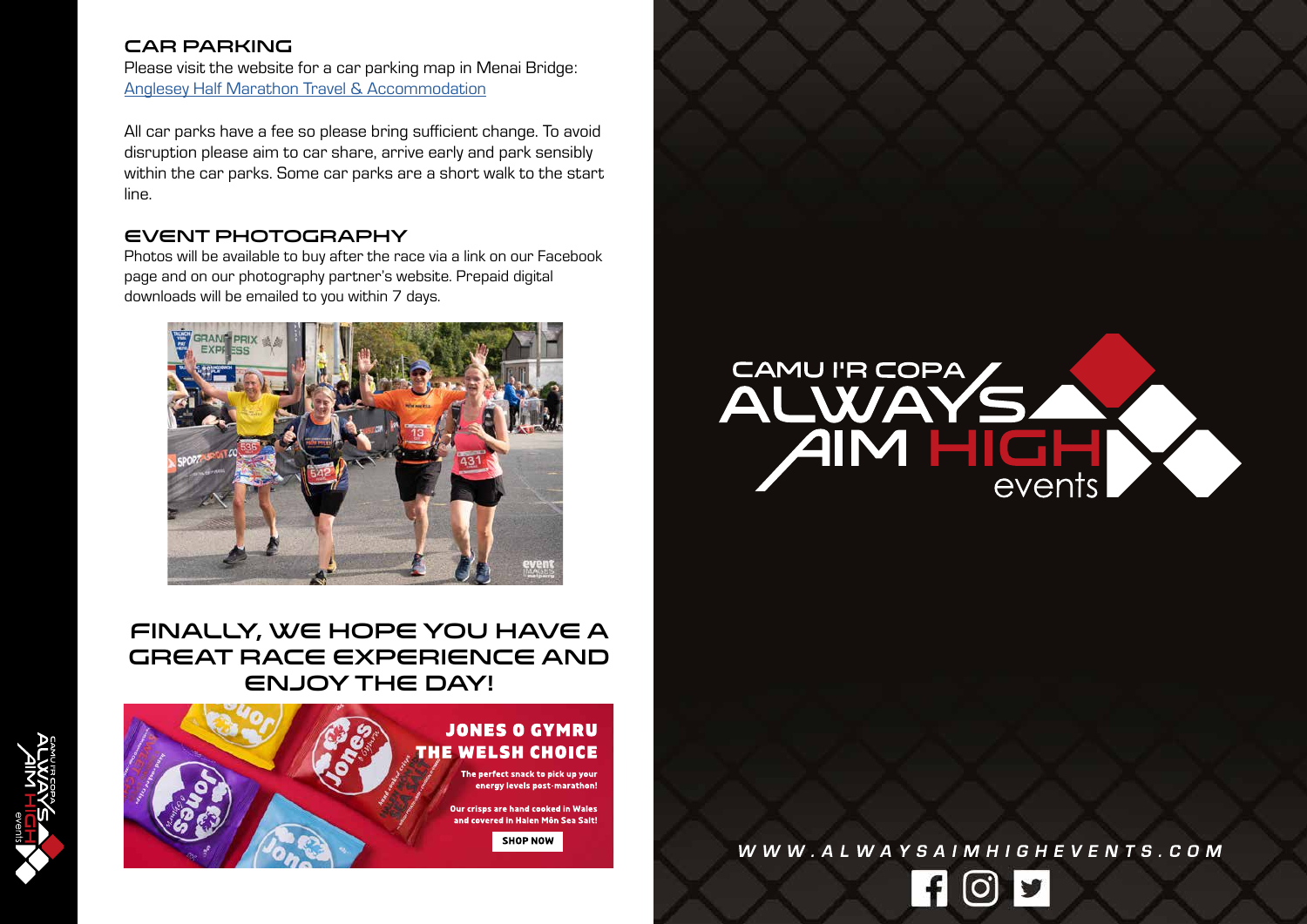## CAR PARKING

Please visit the website for a car parking map in Menai Bridge: [Anglesey Half Marathon Travel & Accommodation]

All car parks have a fee so please bring sufficient change. To avoid disruption please aim to car share, arrive early and park sensibly within the car parks. Some car parks are a short walk to the start line.

## EVENT PHOTOGRAPHY

Photos will be available to buy after the race via a link on our Facebook page and on our photography partner's website. Prepaid digital downloads will be emailed to you within 7 days.

## FINALLY, WE HOPE YOU HAVE A GREAT RACE EXPERIENCE AND ENJOY THE DAY!

**JONES O GYMRU**
**THE WELSH CHOICE**

The perfect snack to pick up your energy levels post-marathon!

Our crisps are hand cooked in Wales and covered in Halen Môn Sea Salt!

SHOP NOW

CAMU I'R COPA
ALWAYS AIM HIGH events

WWW.ALWAYSAIMHIGHEVENTS.COM